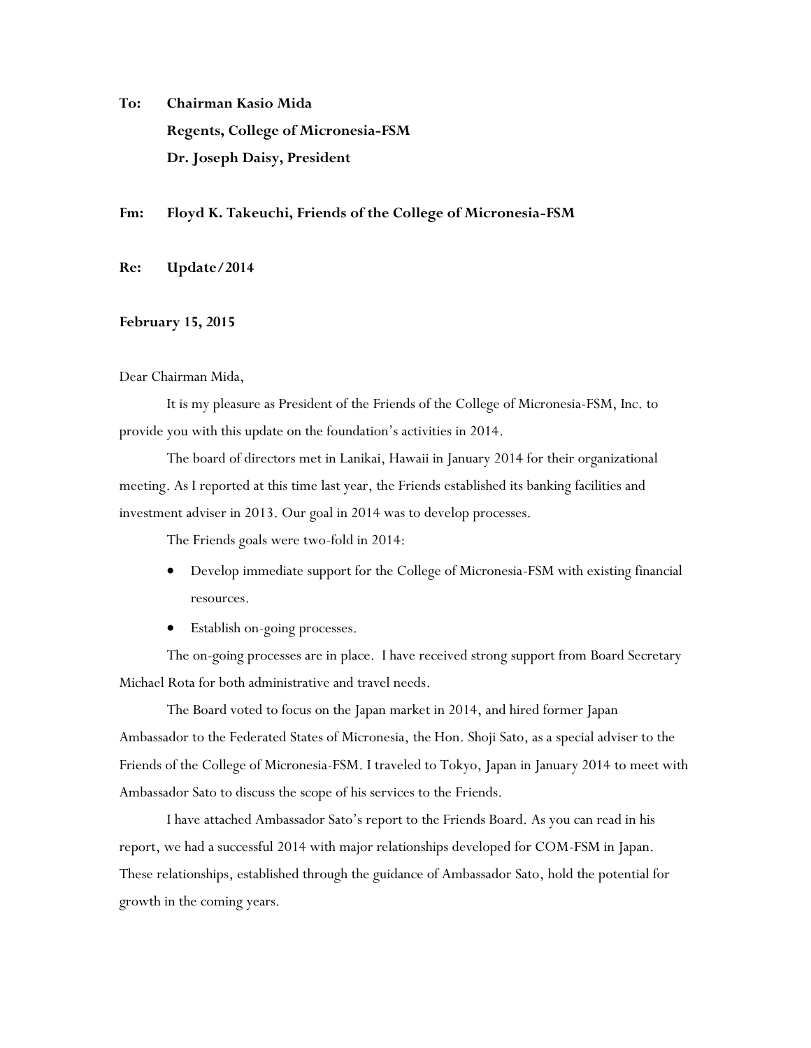**To:** **Chairman Kasio Mida**
**Regents, College of Micronesia-FSM**
**Dr. Joseph Daisy, President**

**Fm:** **Floyd K. Takeuchi, Friends of the College of Micronesia-FSM**

**Re:** **Update/2014**

**February 15, 2015**

Dear Chairman Mida,

It is my pleasure as President of the Friends of the College of Micronesia-FSM, Inc. to provide you with this update on the foundation's activities in 2014.

The board of directors met in Lanikai, Hawaii in January 2014 for their organizational meeting. As I reported at this time last year, the Friends established its banking facilities and investment adviser in 2013. Our goal in 2014 was to develop processes.

The Friends goals were two-fold in 2014:

- Develop immediate support for the College of Micronesia-FSM with existing financial resources.
- Establish on-going processes.

The on-going processes are in place. I have received strong support from Board Secretary Michael Rota for both administrative and travel needs.

The Board voted to focus on the Japan market in 2014, and hired former Japan Ambassador to the Federated States of Micronesia, the Hon. Shoji Sato, as a special adviser to the Friends of the College of Micronesia-FSM. I traveled to Tokyo, Japan in January 2014 to meet with Ambassador Sato to discuss the scope of his services to the Friends.

I have attached Ambassador Sato's report to the Friends Board. As you can read in his report, we had a successful 2014 with major relationships developed for COM-FSM in Japan. These relationships, established through the guidance of Ambassador Sato, hold the potential for growth in the coming years.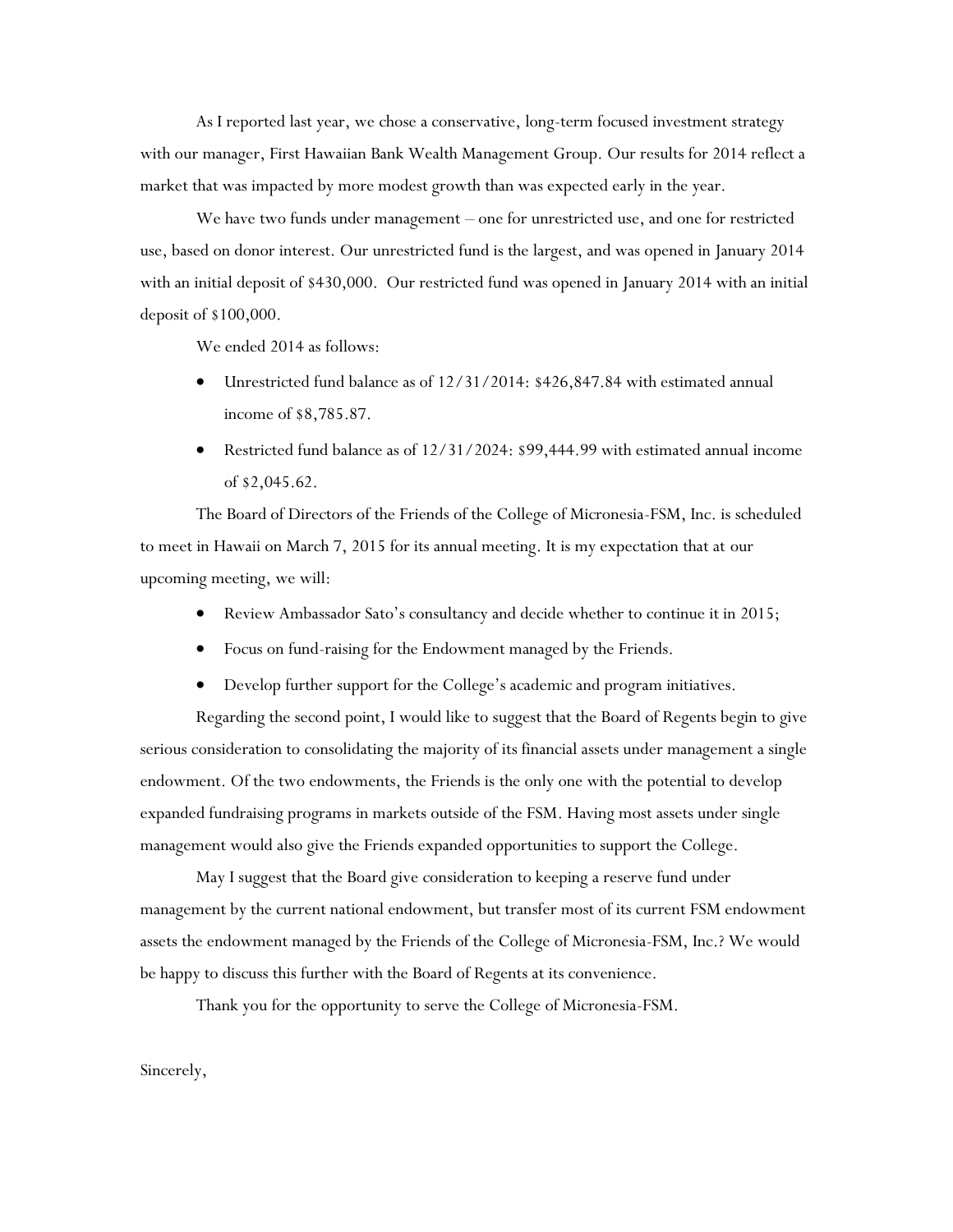As I reported last year, we chose a conservative, long-term focused investment strategy with our manager, First Hawaiian Bank Wealth Management Group. Our results for 2014 reflect a market that was impacted by more modest growth than was expected early in the year.

We have two funds under management – one for unrestricted use, and one for restricted use, based on donor interest. Our unrestricted fund is the largest, and was opened in January 2014 with an initial deposit of $430,000. Our restricted fund was opened in January 2014 with an initial deposit of $100,000.

We ended 2014 as follows:

- Unrestricted fund balance as of 12/31/2014: $426,847.84 with estimated annual income of $8,785.87.
- Restricted fund balance as of 12/31/2024: $99,444.99 with estimated annual income of $2,045.62.

The Board of Directors of the Friends of the College of Micronesia-FSM, Inc. is scheduled to meet in Hawaii on March 7, 2015 for its annual meeting. It is my expectation that at our upcoming meeting, we will:

- Review Ambassador Sato's consultancy and decide whether to continue it in 2015;
- Focus on fund-raising for the Endowment managed by the Friends.
- Develop further support for the College's academic and program initiatives.

Regarding the second point, I would like to suggest that the Board of Regents begin to give serious consideration to consolidating the majority of its financial assets under management a single endowment. Of the two endowments, the Friends is the only one with the potential to develop expanded fundraising programs in markets outside of the FSM. Having most assets under single management would also give the Friends expanded opportunities to support the College.

May I suggest that the Board give consideration to keeping a reserve fund under management by the current national endowment, but transfer most of its current FSM endowment assets the endowment managed by the Friends of the College of Micronesia-FSM, Inc.? We would be happy to discuss this further with the Board of Regents at its convenience.

Thank you for the opportunity to serve the College of Micronesia-FSM.

Sincerely,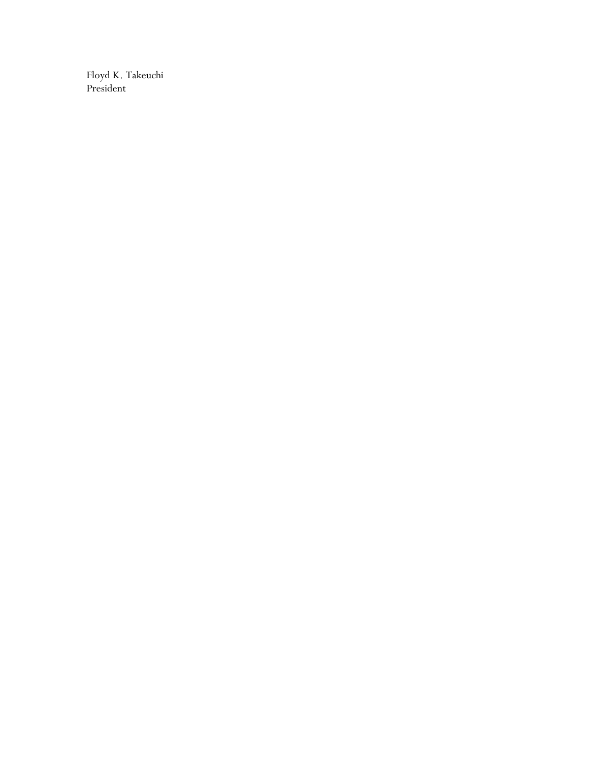Floyd K. Takeuchi
President